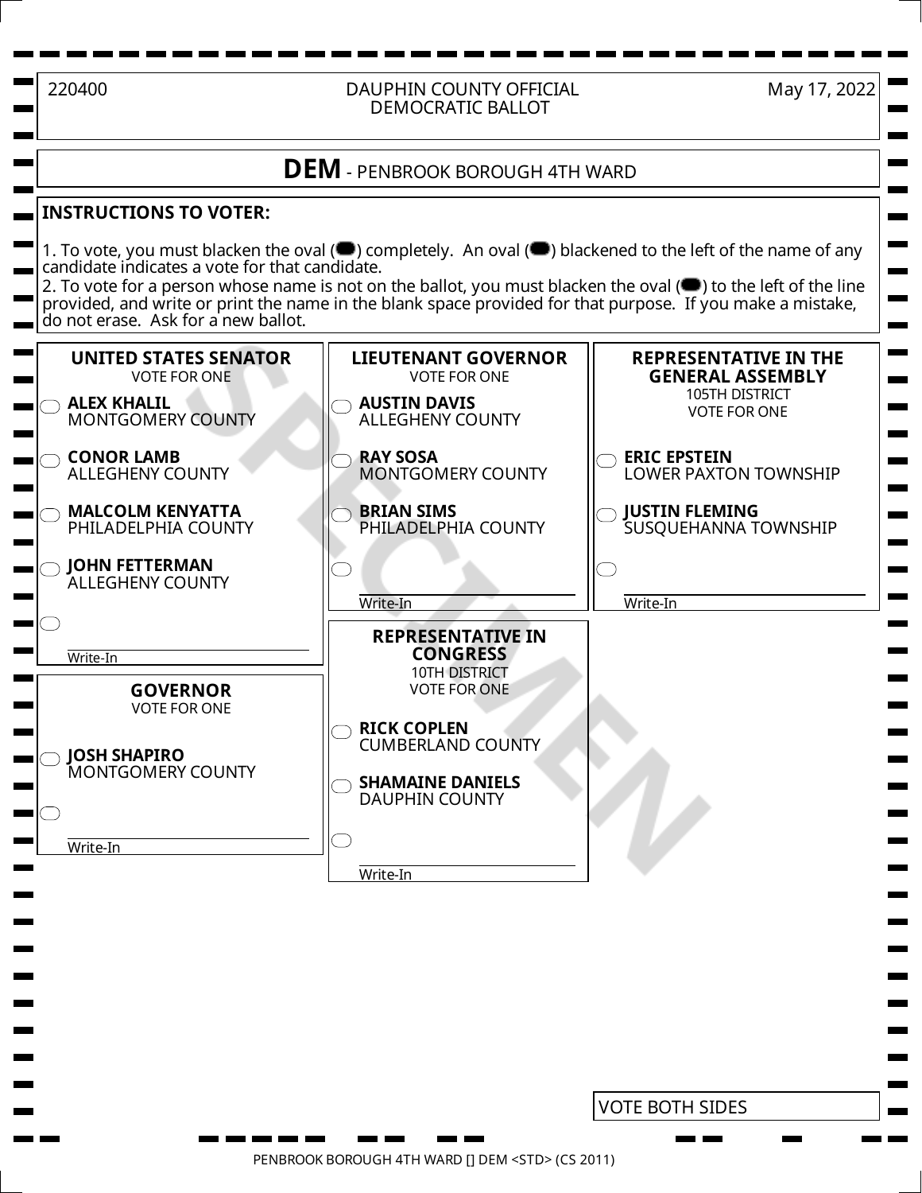220400

DAUPHIN COUNTY OFFICIAL
DEMOCRATIC BALLOT

May 17, 2022

# DEM - PENBROOK BOROUGH 4TH WARD

**INSTRUCTIONS TO VOTER:**

1. To vote, you must blacken the oval (⬬) completely. An oval (⬬) blackened to the left of the name of any candidate indicates a vote for that candidate.
2. To vote for a person whose name is not on the ballot, you must blacken the oval (⬬) to the left of the line provided, and write or print the name in the blank space provided for that purpose. If you make a mistake, do not erase. Ask for a new ballot.

## UNITED STATES SENATOR
VOTE FOR ONE

- ⬭ **ALEX KHALIL**
  MONTGOMERY COUNTY
- ⬭ **CONOR LAMB**
  ALLEGHENY COUNTY
- ⬭ **MALCOLM KENYATTA**
  PHILADELPHIA COUNTY
- ⬭ **JOHN FETTERMAN**
  ALLEGHENY COUNTY
- ⬭ ____________________
  Write-In

## GOVERNOR
VOTE FOR ONE

- ⬭ **JOSH SHAPIRO**
  MONTGOMERY COUNTY
- ⬭ ____________________
  Write-In

## LIEUTENANT GOVERNOR
VOTE FOR ONE

- ⬭ **AUSTIN DAVIS**
  ALLEGHENY COUNTY
- ⬭ **RAY SOSA**
  MONTGOMERY COUNTY
- ⬭ **BRIAN SIMS**
  PHILADELPHIA COUNTY
- ⬭ ____________________
  Write-In

## REPRESENTATIVE IN CONGRESS
10TH DISTRICT
VOTE FOR ONE

- ⬭ **RICK COPLEN**
  CUMBERLAND COUNTY
- ⬭ **SHAMAINE DANIELS**
  DAUPHIN COUNTY
- ⬭ ____________________
  Write-In

## REPRESENTATIVE IN THE GENERAL ASSEMBLY
105TH DISTRICT
VOTE FOR ONE

- ⬭ **ERIC EPSTEIN**
  LOWER PAXTON TOWNSHIP
- ⬭ **JUSTIN FLEMING**
  SUSQUEHANNA TOWNSHIP
- ⬭ ____________________
  Write-In

VOTE BOTH SIDES

PENBROOK BOROUGH 4TH WARD [] DEM <STD> (CS 2011)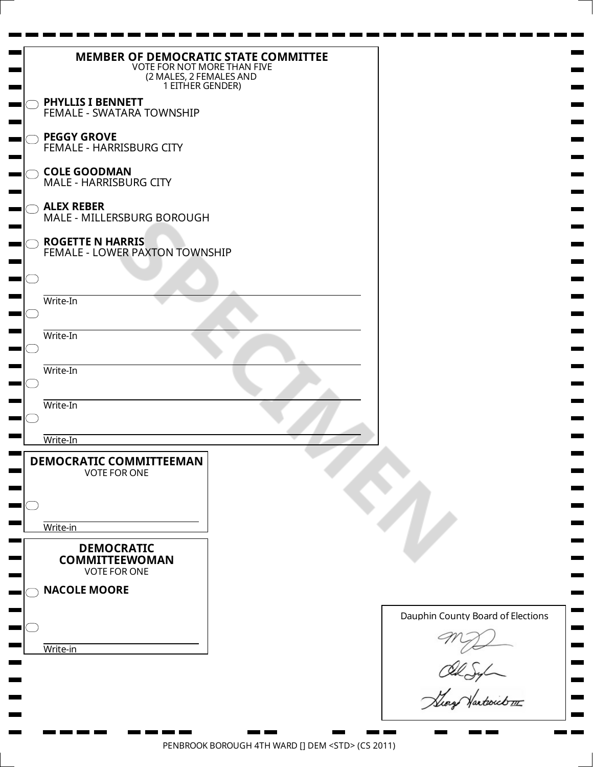## MEMBER OF DEMOCRATIC STATE COMMITTEE

VOTE FOR NOT MORE THAN FIVE
(2 MALES, 2 FEMALES AND
1 EITHER GENDER)

- **PHYLLIS I BENNETT**
  FEMALE - SWATARA TOWNSHIP
- **PEGGY GROVE**
  FEMALE - HARRISBURG CITY
- **COLE GOODMAN**
  MALE - HARRISBURG CITY
- **ALEX REBER**
  MALE - MILLERSBURG BOROUGH
- **ROGETTE N HARRIS**
  FEMALE - LOWER PAXTON TOWNSHIP
- Write-In
- Write-In
- Write-In
- Write-In
- Write-In

## DEMOCRATIC COMMITTEEMAN

VOTE FOR ONE

- Write-in

## DEMOCRATIC COMMITTEEWOMAN

VOTE FOR ONE

- **NACOLE MOORE**
- Write-in

Dauphin County Board of Elections

SPECIMEN

PENBROOK BOROUGH 4TH WARD [] DEM <STD> (CS 2011)